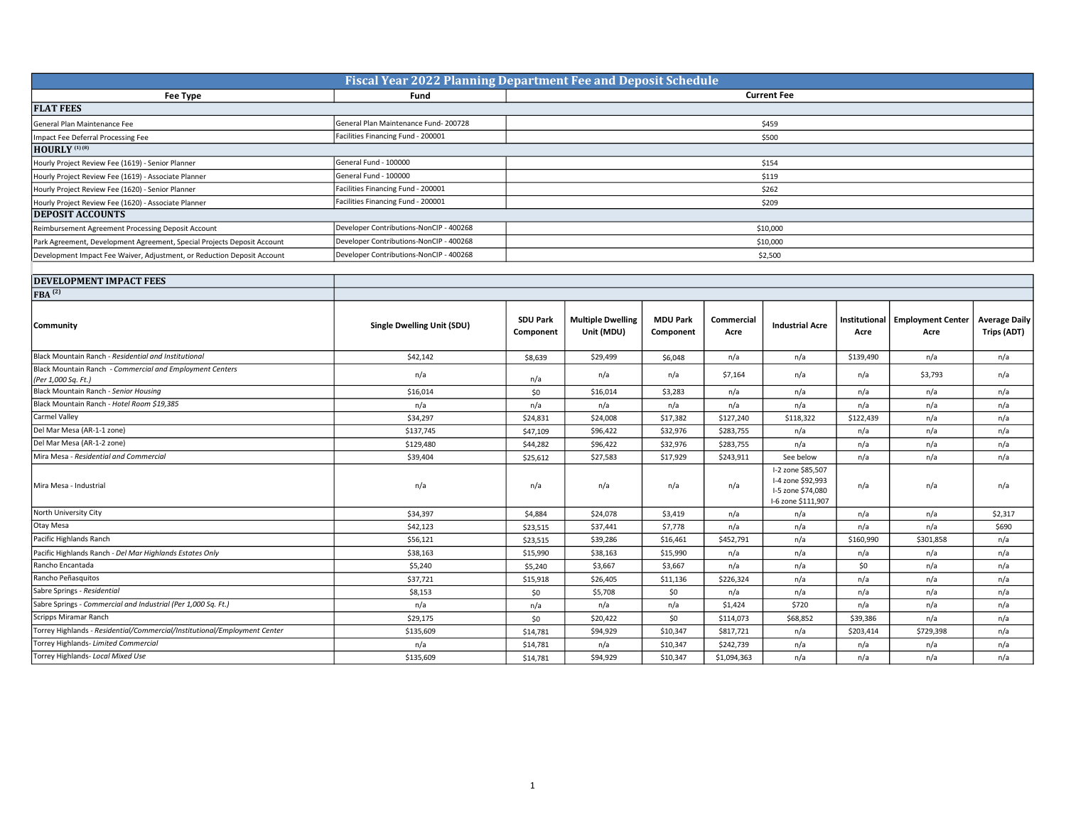# Fiscal Year 2022 Planning Department Fee and Deposit Schedule

| Fee Type | Fund | Current Fee |
|---|---|---|
| **FLAT FEES** | | |
| General Plan Maintenance Fee | General Plan Maintenance Fund- 200728 | $459 |
| Impact Fee Deferral Processing Fee | Facilities Financing Fund - 200001 | $500 |
| **HOURLY [(1) (8)]** | | |
| Hourly Project Review Fee (1619) - Senior Planner | General Fund - 100000 | $154 |
| Hourly Project Review Fee (1619) - Associate Planner | General Fund - 100000 | $119 |
| Hourly Project Review Fee (1620) - Senior Planner | Facilities Financing Fund - 200001 | $262 |
| Hourly Project Review Fee (1620) - Associate Planner | Facilities Financing Fund - 200001 | $209 |
| **DEPOSIT ACCOUNTS** | | |
| Reimbursement Agreement Processing Deposit Account | Developer Contributions-NonCIP - 400268 | $10,000 |
| Park Agreement, Development Agreement, Special Projects Deposit Account | Developer Contributions-NonCIP - 400268 | $10,000 |
| Development Impact Fee Waiver, Adjustment, or Reduction Deposit Account | Developer Contributions-NonCIP - 400268 | $2,500 |

**DEVELOPMENT IMPACT FEES**

**FBA [(2)]**

| Community | Single Dwelling Unit (SDU) | SDU Park Component | Multiple Dwelling Unit (MDU) | MDU Park Component | Commercial Acre | Industrial Acre | Institutional Acre | Employment Center Acre | Average Daily Trips (ADT) |
|---|---|---|---|---|---|---|---|---|---|
| Black Mountain Ranch - *Residential and Institutional* | $42,142 | $8,639 | $29,499 | $6,048 | n/a | n/a | $139,490 | n/a | n/a |
| Black Mountain Ranch - *Commercial and Employment Centers (Per 1,000 Sq. Ft.)* | n/a | n/a | n/a | n/a | $7,164 | n/a | n/a | $3,793 | n/a |
| Black Mountain Ranch - *Senior Housing* | $16,014 | $0 | $16,014 | $3,283 | n/a | n/a | n/a | n/a | n/a |
| Black Mountain Ranch - *Hotel Room $19,385* | n/a | n/a | n/a | n/a | n/a | n/a | n/a | n/a | n/a |
| Carmel Valley | $34,297 | $24,831 | $24,008 | $17,382 | $127,240 | $118,322 | $122,439 | n/a | n/a |
| Del Mar Mesa (AR-1-1 zone) | $137,745 | $47,109 | $96,422 | $32,976 | $283,755 | n/a | n/a | n/a | n/a |
| Del Mar Mesa (AR-1-2 zone) | $129,480 | $44,282 | $96,422 | $32,976 | $283,755 | n/a | n/a | n/a | n/a |
| Mira Mesa - *Residential and Commercial* | $39,404 | $25,612 | $27,583 | $17,929 | $243,911 | See below | n/a | n/a | n/a |
| Mira Mesa - Industrial | n/a | n/a | n/a | n/a | n/a | I-2 zone $85,507<br>I-4 zone $92,993<br>I-5 zone $74,080<br>I-6 zone $111,907 | n/a | n/a | n/a |
| North University City | $34,397 | $4,884 | $24,078 | $3,419 | n/a | n/a | n/a | n/a | $2,317 |
| Otay Mesa | $42,123 | $23,515 | $37,441 | $7,778 | n/a | n/a | n/a | n/a | $690 |
| Pacific Highlands Ranch | $56,121 | $23,515 | $39,286 | $16,461 | $452,791 | n/a | $160,990 | $301,858 | n/a |
| Pacific Highlands Ranch - *Del Mar Highlands Estates Only* | $38,163 | $15,990 | $38,163 | $15,990 | n/a | n/a | n/a | n/a | n/a |
| Rancho Encantada | $5,240 | $5,240 | $3,667 | $3,667 | n/a | n/a | $0 | n/a | n/a |
| Rancho Peñasquitos | $37,721 | $15,918 | $26,405 | $11,136 | $226,324 | n/a | n/a | n/a | n/a |
| Sabre Springs - *Residential* | $8,153 | $0 | $5,708 | $0 | n/a | n/a | n/a | n/a | n/a |
| Sabre Springs - *Commercial and Industrial (Per 1,000 Sq. Ft.)* | n/a | n/a | n/a | n/a | $1,424 | $720 | n/a | n/a | n/a |
| Scripps Miramar Ranch | $29,175 | $0 | $20,422 | $0 | $114,073 | $68,852 | $39,386 | n/a | n/a |
| Torrey Highlands - *Residential/Commercial/Institutional/Employment Center* | $135,609 | $14,781 | $94,929 | $10,347 | $817,721 | n/a | $203,414 | $729,398 | n/a |
| Torrey Highlands- *Limited Commercial* | n/a | $14,781 | n/a | $10,347 | $242,739 | n/a | n/a | n/a | n/a |
| Torrey Highlands- *Local Mixed Use* | $135,609 | $14,781 | $94,929 | $10,347 | $1,094,363 | n/a | n/a | n/a | n/a |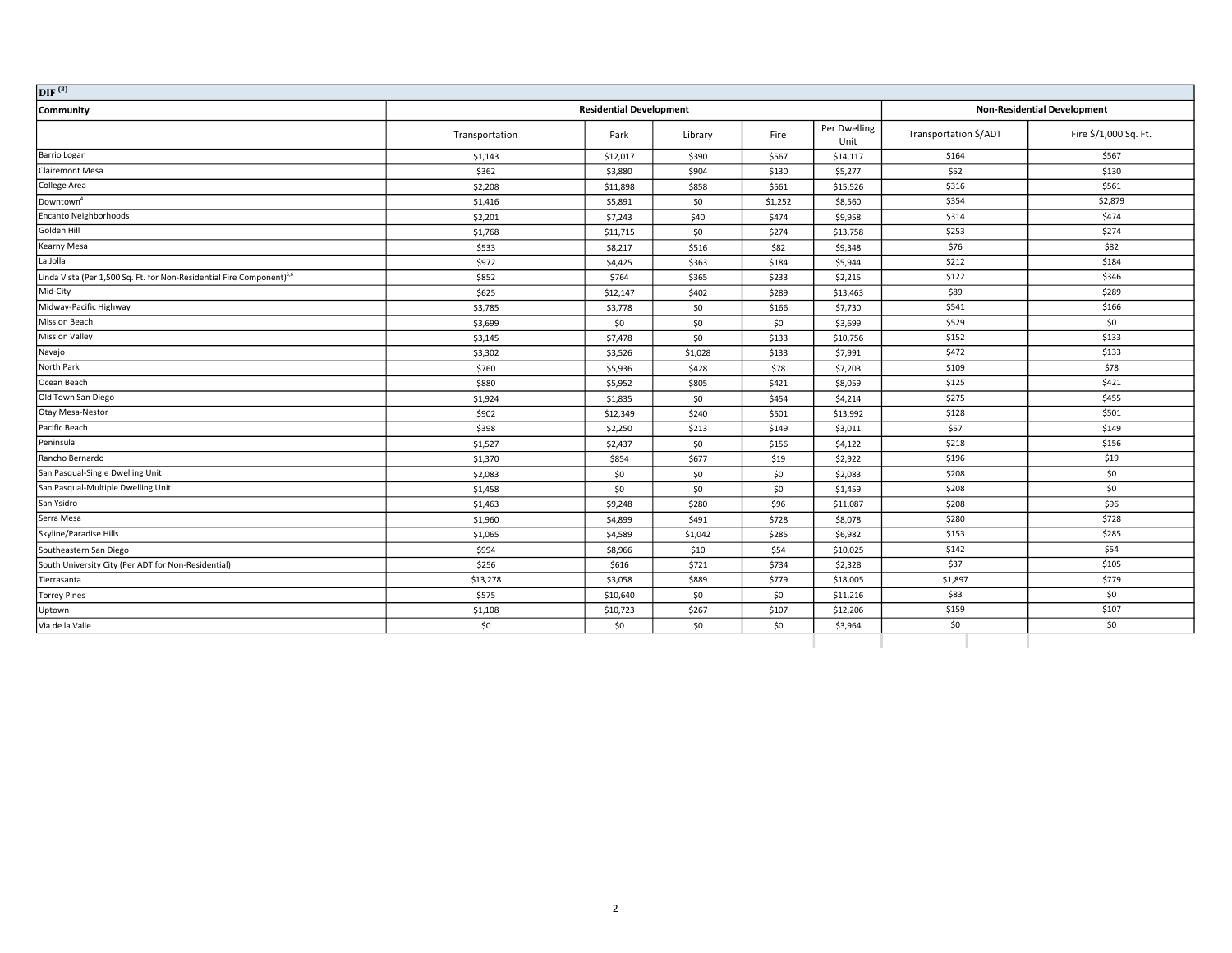| DIF [3] | | | | | | | |
|---|---|---|---|---|---|---|---|
| **Community** | **Residential Development** | | | | | **Non-Residential Development** | |
| | Transportation | Park | Library | Fire | Per Dwelling Unit | Transportation $/ADT | Fire $/1,000 Sq. Ft. |
| Barrio Logan | $1,143 | $12,017 | $390 | $567 | $14,117 | $164 | $567 |
| Clairemont Mesa | $362 | $3,880 | $904 | $130 | $5,277 | $52 | $130 |
| College Area | $2,208 | $11,898 | $858 | $561 | $15,526 | $316 | $561 |
| Downtown[4] | $1,416 | $5,891 | $0 | $1,252 | $8,560 | $354 | $2,879 |
| Encanto Neighborhoods | $2,201 | $7,243 | $40 | $474 | $9,958 | $314 | $474 |
| Golden Hill | $1,768 | $11,715 | $0 | $274 | $13,758 | $253 | $274 |
| Kearny Mesa | $533 | $8,217 | $516 | $82 | $9,348 | $76 | $82 |
| La Jolla | $972 | $4,425 | $363 | $184 | $5,944 | $212 | $184 |
| Linda Vista (Per 1,500 Sq. Ft. for Non-Residential Fire Component)[5,6] | $852 | $764 | $365 | $233 | $2,215 | $122 | $346 |
| Mid-City | $625 | $12,147 | $402 | $289 | $13,463 | $89 | $289 |
| Midway-Pacific Highway | $3,785 | $3,778 | $0 | $166 | $7,730 | $541 | $166 |
| Mission Beach | $3,699 | $0 | $0 | $0 | $3,699 | $529 | $0 |
| Mission Valley | $3,145 | $7,478 | $0 | $133 | $10,756 | $152 | $133 |
| Navajo | $3,302 | $3,526 | $1,028 | $133 | $7,991 | $472 | $133 |
| North Park | $760 | $5,936 | $428 | $78 | $7,203 | $109 | $78 |
| Ocean Beach | $880 | $5,952 | $805 | $421 | $8,059 | $125 | $421 |
| Old Town San Diego | $1,924 | $1,835 | $0 | $454 | $4,214 | $275 | $455 |
| Otay Mesa-Nestor | $902 | $12,349 | $240 | $501 | $13,992 | $128 | $501 |
| Pacific Beach | $398 | $2,250 | $213 | $149 | $3,011 | $57 | $149 |
| Peninsula | $1,527 | $2,437 | $0 | $156 | $4,122 | $218 | $156 |
| Rancho Bernardo | $1,370 | $854 | $677 | $19 | $2,922 | $196 | $19 |
| San Pasqual-Single Dwelling Unit | $2,083 | $0 | $0 | $0 | $2,083 | $208 | $0 |
| San Pasqual-Multiple Dwelling Unit | $1,458 | $0 | $0 | $0 | $1,459 | $208 | $0 |
| San Ysidro | $1,463 | $9,248 | $280 | $96 | $11,087 | $208 | $96 |
| Serra Mesa | $1,960 | $4,899 | $491 | $728 | $8,078 | $280 | $728 |
| Skyline/Paradise Hills | $1,065 | $4,589 | $1,042 | $285 | $6,982 | $153 | $285 |
| Southeastern San Diego | $994 | $8,966 | $10 | $54 | $10,025 | $142 | $54 |
| South University City (Per ADT for Non-Residential) | $256 | $616 | $721 | $734 | $2,328 | $37 | $105 |
| Tierrasanta | $13,278 | $3,058 | $889 | $779 | $18,005 | $1,897 | $779 |
| Torrey Pines | $575 | $10,640 | $0 | $0 | $11,216 | $83 | $0 |
| Uptown | $1,108 | $10,723 | $267 | $107 | $12,206 | $159 | $107 |
| Via de la Valle | $0 | $0 | $0 | $0 | $3,964 | $0 | $0 |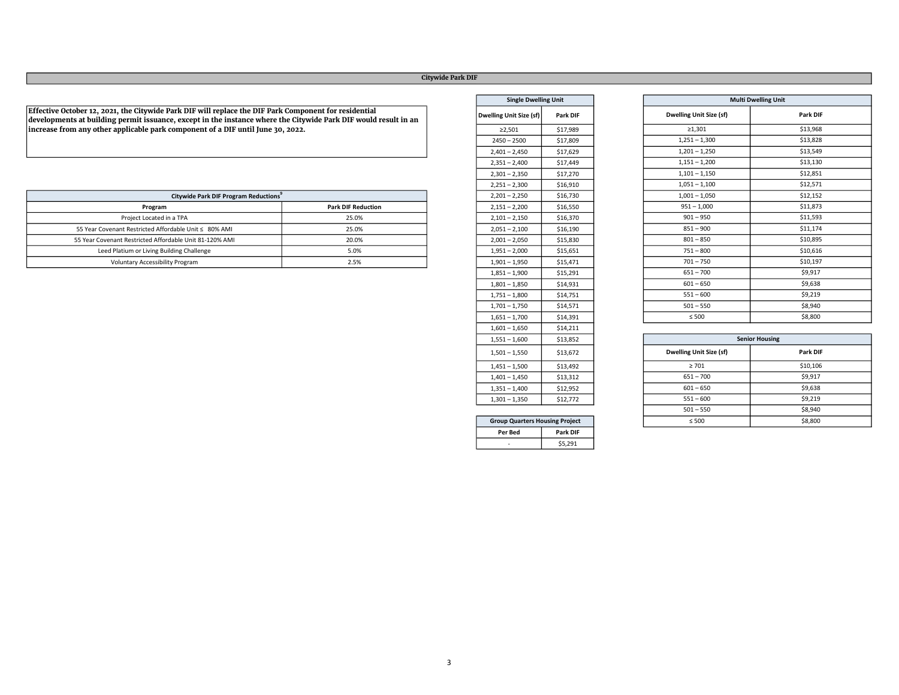## Citywide Park DIF

**Effective October 12, 2021, the Citywide Park DIF will replace the DIF Park Component for residential developments at building permit issuance, except in the instance where the Citywide Park DIF would result in an increase from any other applicable park component of a DIF until June 30, 2022.**

| Citywide Park DIF Program Reductions[9] | |
|---|---|
| **Program** | **Park DIF Reduction** |
| Project Located in a TPA | 25.0% |
| 55 Year Covenant Restricted Affordable Unit ≤ 80% AMI | 25.0% |
| 55 Year Covenant Restricted Affordable Unit 81-120% AMI | 20.0% |
| Leed Platium or Living Building Challenge | 5.0% |
| Voluntary Accessibility Program | 2.5% |

| Single Dwelling Unit | |
|---|---|
| **Dwelling Unit Size (sf)** | **Park DIF** |
| ≥2,501 | $17,989 |
| 2450 – 2500 | $17,809 |
| 2,401 – 2,450 | $17,629 |
| 2,351 – 2,400 | $17,449 |
| 2,301 – 2,350 | $17,270 |
| 2,251 – 2,300 | $16,910 |
| 2,201 – 2,250 | $16,730 |
| 2,151 – 2,200 | $16,550 |
| 2,101 – 2,150 | $16,370 |
| 2,051 – 2,100 | $16,190 |
| 2,001 – 2,050 | $15,830 |
| 1,951 – 2,000 | $15,651 |
| 1,901 – 1,950 | $15,471 |
| 1,851 – 1,900 | $15,291 |
| 1,801 – 1,850 | $14,931 |
| 1,751 – 1,800 | $14,751 |
| 1,701 – 1,750 | $14,571 |
| 1,651 – 1,700 | $14,391 |
| 1,601 – 1,650 | $14,211 |
| 1,551 – 1,600 | $13,852 |
| 1,501 – 1,550 | $13,672 |
| 1,451 – 1,500 | $13,492 |
| 1,401 – 1,450 | $13,312 |
| 1,351 – 1,400 | $12,952 |
| 1,301 – 1,350 | $12,772 |

| Group Quarters Housing Project | |
|---|---|
| **Per Bed** | **Park DIF** |
| - | $5,291 |

| Multi Dwelling Unit | |
|---|---|
| **Dwelling Unit Size (sf)** | **Park DIF** |
| ≥1,301 | $13,968 |
| 1,251 – 1,300 | $13,828 |
| 1,201 – 1,250 | $13,549 |
| 1,151 – 1,200 | $13,130 |
| 1,101 – 1,150 | $12,851 |
| 1,051 – 1,100 | $12,571 |
| 1,001 – 1,050 | $12,152 |
| 951 – 1,000 | $11,873 |
| 901 – 950 | $11,593 |
| 851 – 900 | $11,174 |
| 801 – 850 | $10,895 |
| 751 – 800 | $10,616 |
| 701 – 750 | $10,197 |
| 651 – 700 | $9,917 |
| 601 – 650 | $9,638 |
| 551 – 600 | $9,219 |
| 501 – 550 | $8,940 |
| ≤ 500 | $8,800 |

| Senior Housing | |
|---|---|
| **Dwelling Unit Size (sf)** | **Park DIF** |
| ≥ 701 | $10,106 |
| 651 – 700 | $9,917 |
| 601 – 650 | $9,638 |
| 551 – 600 | $9,219 |
| 501 – 550 | $8,940 |
| ≤ 500 | $8,800 |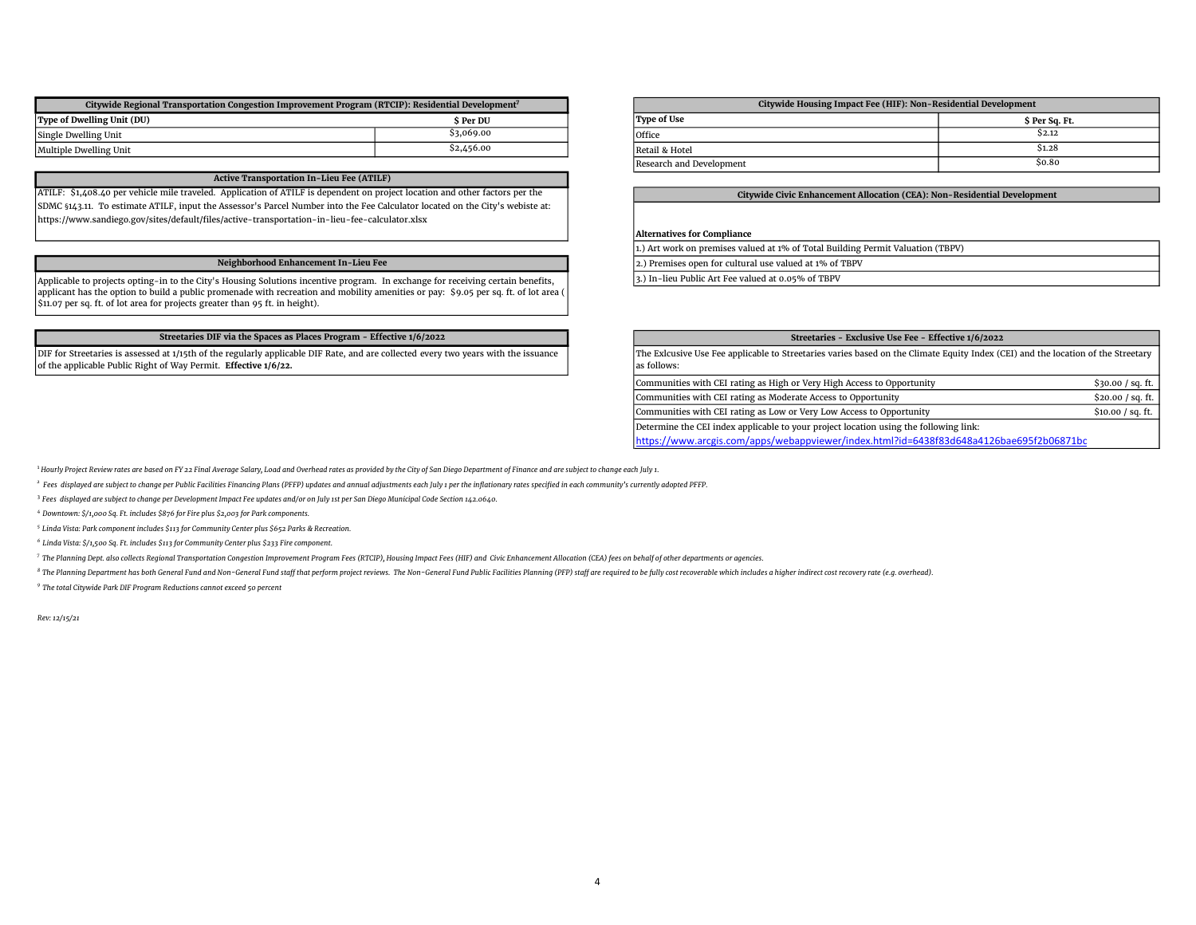| Citywide Regional Transportation Congestion Improvement Program (RTCIP): Residential Development[7] | |
|---|---|
| **Type of Dwelling Unit (DU)** | **$ Per DU** |
| Single Dwelling Unit | $3,069.00 |
| Multiple Dwelling Unit | $2,456.00 |

| Active Transportation In-Lieu Fee (ATILF) |
|---|
| ATILF: $1,408.40 per vehicle mile traveled. Application of ATILF is dependent on project location and other factors per the SDMC §143.11. To estimate ATILF, input the Assessor's Parcel Number into the Fee Calculator located on the City's webiste at: https://www.sandiego.gov/sites/default/files/active-transportation-in-lieu-fee-calculator.xlsx |

| Neighborhood Enhancement In-Lieu Fee |
|---|
| Applicable to projects opting-in to the City's Housing Solutions incentive program. In exchange for receiving certain benefits, applicant has the option to build a public promenade with recreation and mobility amenities or pay: $9.05 per sq. ft. of lot area ( $11.07 per sq. ft. of lot area for projects greater than 95 ft. in height). |

| Streetaries DIF via the Spaces as Places Program - Effective 1/6/2022 |
|---|
| DIF for Streetaries is assessed at 1/15th of the regularly applicable DIF Rate, and are collected every two years with the issuance of the applicable Public Right of Way Permit. **Effective 1/6/22.** |

| Citywide Housing Impact Fee (HIF): Non-Residential Development | |
|---|---|
| **Type of Use** | **$ Per Sq. Ft.** |
| Office | $2.12 |
| Retail & Hotel | $1.28 |
| Research and Development | $0.80 |

| Citywide Civic Enhancement Allocation (CEA): Non-Residential Development |
|---|
| **Alternatives for Compliance** |
| 1.) Art work on premises valued at 1% of Total Building Permit Valuation (TBPV) |
| 2.) Premises open for cultural use valued at 1% of TBPV |
| 3.) In-lieu Public Art Fee valued at 0.05% of TBPV |

| Streetaries - Exclusive Use Fee - Effective 1/6/2022 | |
|---|---|
| The Exlcusive Use Fee applicable to Streetaries varies based on the Climate Equity Index (CEI) and the location of the Streetary as follows: | |
| Communities with CEI rating as High or Very High Access to Opportunity | $30.00 / sq. ft. |
| Communities with CEI rating as Moderate Access to Opportunity | $20.00 / sq. ft. |
| Communities with CEI rating as Low or Very Low Access to Opportunity | $10.00 / sq. ft. |
| Determine the CEI index applicable to your project location using the following link: https://www.arcgis.com/apps/webappviewer/index.html?id=6438f83d648a4126bae695f2b06871bc | |

*[1] Hourly Project Review rates are based on FY 22 Final Average Salary, Load and Overhead rates as provided by the City of San Diego Department of Finance and are subject to change each July 1.*

*[2] Fees displayed are subject to change per Public Facilities Financing Plans (PFFP) updates and annual adjustments each July 1 per the inflationary rates specified in each community's currently adopted PFFP.*

*[3] Fees displayed are subject to change per Development Impact Fee updates and/or on July 1st per San Diego Municipal Code Section 142.0640.*

*[4] Downtown: $/1,000 Sq. Ft. includes $876 for Fire plus $2,003 for Park components.*

*[5] Linda Vista: Park component includes $113 for Community Center plus $652 Parks & Recreation.*

*[6] Linda Vista: $/1,500 Sq. Ft. includes $113 for Community Center plus $233 Fire component.*

*[7] The Planning Dept. also collects Regional Transportation Congestion Improvement Program Fees (RTCIP), Housing Impact Fees (HIF) and Civic Enhancement Allocation (CEA) fees on behalf of other departments or agencies.*

*[8] The Planning Department has both General Fund and Non-General Fund staff that perform project reviews. The Non-General Fund Public Facilities Planning (PFP) staff are required to be fully cost recoverable which includes a higher indirect cost recovery rate (e.g. overhead).*

*[9] The total Citywide Park DIF Program Reductions cannot exceed 50 percent*

*Rev: 12/15/21*